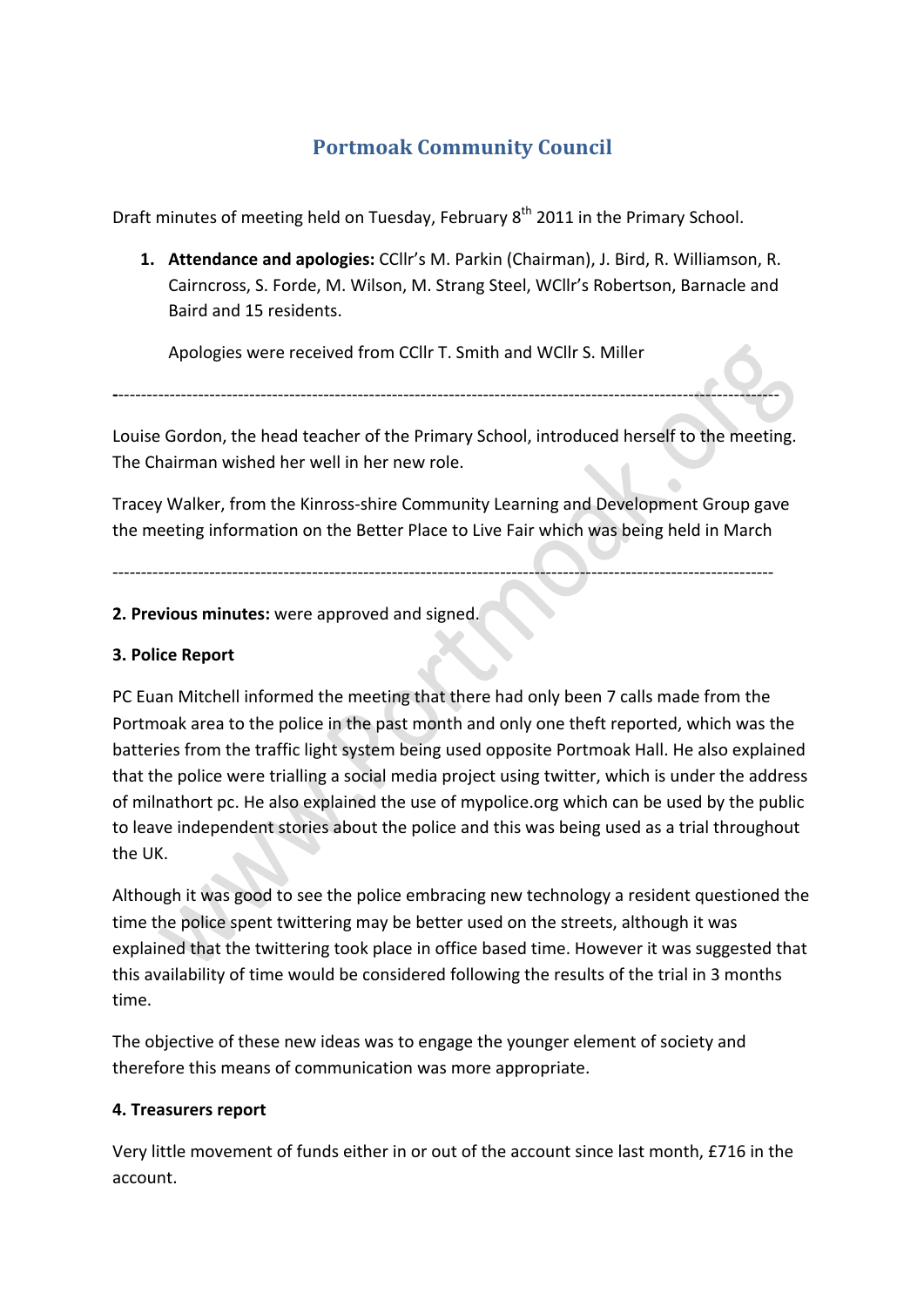# Portmoak Community Council

Draft minutes of meeting held on Tuesday, February 8th 2011 in the Primary School.

1. **Attendance and apologies:** CCllr's M. Parkin (Chairman), J. Bird, R. Williamson, R. Cairncross, S. Forde, M. Wilson, M. Strang Steel, WCllr's Robertson, Barnacle and Baird and 15 residents.

   Apologies were received from CCllr T. Smith and WCllr S. Miller

---

Louise Gordon, the head teacher of the Primary School, introduced herself to the meeting. The Chairman wished her well in her new role.

Tracey Walker, from the Kinross-shire Community Learning and Development Group gave the meeting information on the Better Place to Live Fair which was being held in March

---

**2. Previous minutes:** were approved and signed.

**3. Police Report**

PC Euan Mitchell informed the meeting that there had only been 7 calls made from the Portmoak area to the police in the past month and only one theft reported, which was the batteries from the traffic light system being used opposite Portmoak Hall. He also explained that the police were trialling a social media project using twitter, which is under the address of milnathort pc. He also explained the use of mypolice.org which can be used by the public to leave independent stories about the police and this was being used as a trial throughout the UK.

Although it was good to see the police embracing new technology a resident questioned the time the police spent twittering may be better used on the streets, although it was explained that the twittering took place in office based time. However it was suggested that this availability of time would be considered following the results of the trial in 3 months time.

The objective of these new ideas was to engage the younger element of society and therefore this means of communication was more appropriate.

**4. Treasurers report**

Very little movement of funds either in or out of the account since last month, £716 in the account.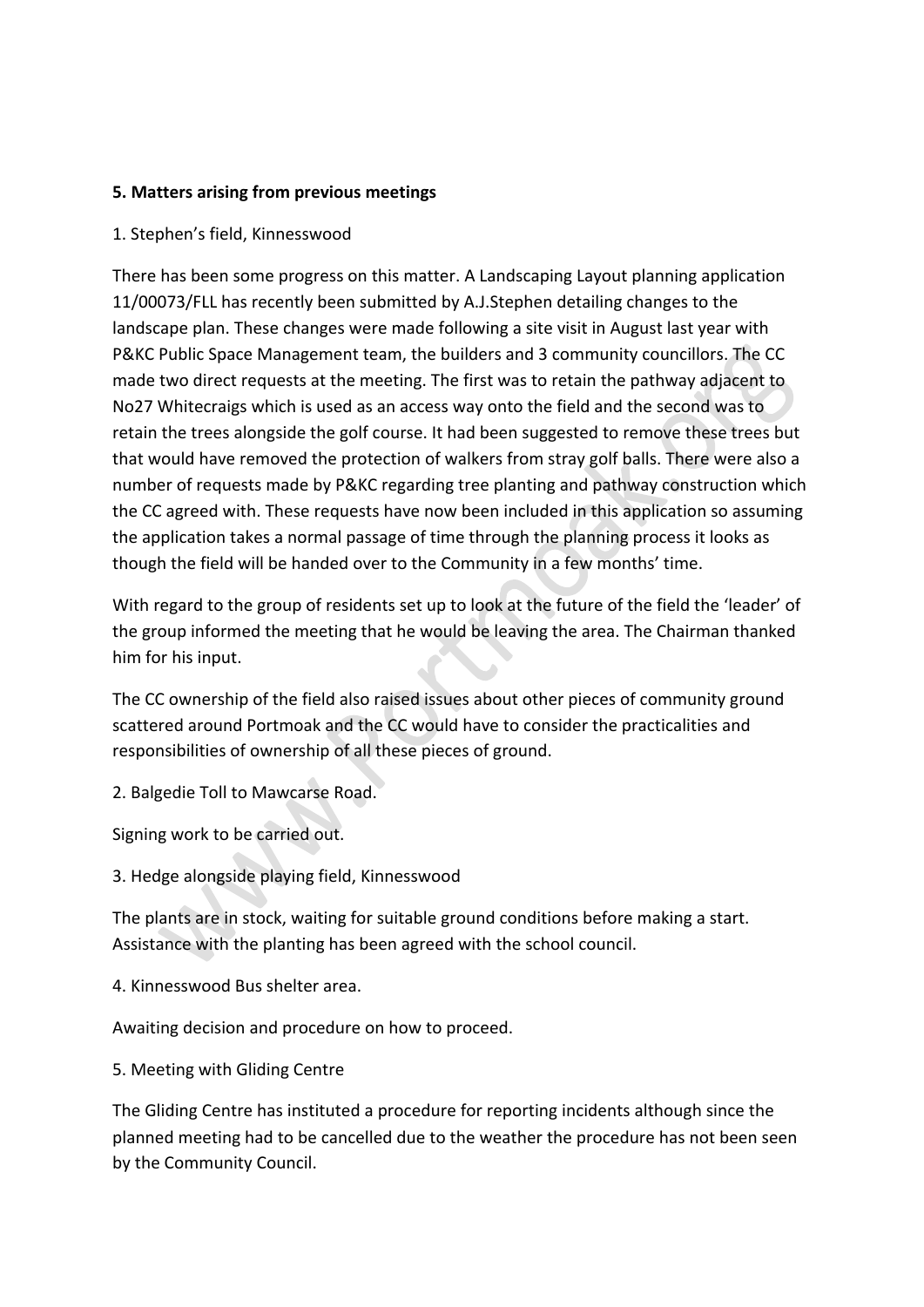**5. Matters arising from previous meetings**

1. Stephen's field, Kinnesswood

There has been some progress on this matter. A Landscaping Layout planning application 11/00073/FLL has recently been submitted by A.J.Stephen detailing changes to the landscape plan. These changes were made following a site visit in August last year with P&KC Public Space Management team, the builders and 3 community councillors. The CC made two direct requests at the meeting. The first was to retain the pathway adjacent to No27 Whitecraigs which is used as an access way onto the field and the second was to retain the trees alongside the golf course. It had been suggested to remove these trees but that would have removed the protection of walkers from stray golf balls. There were also a number of requests made by P&KC regarding tree planting and pathway construction which the CC agreed with. These requests have now been included in this application so assuming the application takes a normal passage of time through the planning process it looks as though the field will be handed over to the Community in a few months' time.

With regard to the group of residents set up to look at the future of the field the 'leader' of the group informed the meeting that he would be leaving the area. The Chairman thanked him for his input.

The CC ownership of the field also raised issues about other pieces of community ground scattered around Portmoak and the CC would have to consider the practicalities and responsibilities of ownership of all these pieces of ground.

2. Balgedie Toll to Mawcarse Road.

Signing work to be carried out.

3. Hedge alongside playing field, Kinnesswood

The plants are in stock, waiting for suitable ground conditions before making a start. Assistance with the planting has been agreed with the school council.

4. Kinnesswood Bus shelter area.

Awaiting decision and procedure on how to proceed.

5. Meeting with Gliding Centre

The Gliding Centre has instituted a procedure for reporting incidents although since the planned meeting had to be cancelled due to the weather the procedure has not been seen by the Community Council.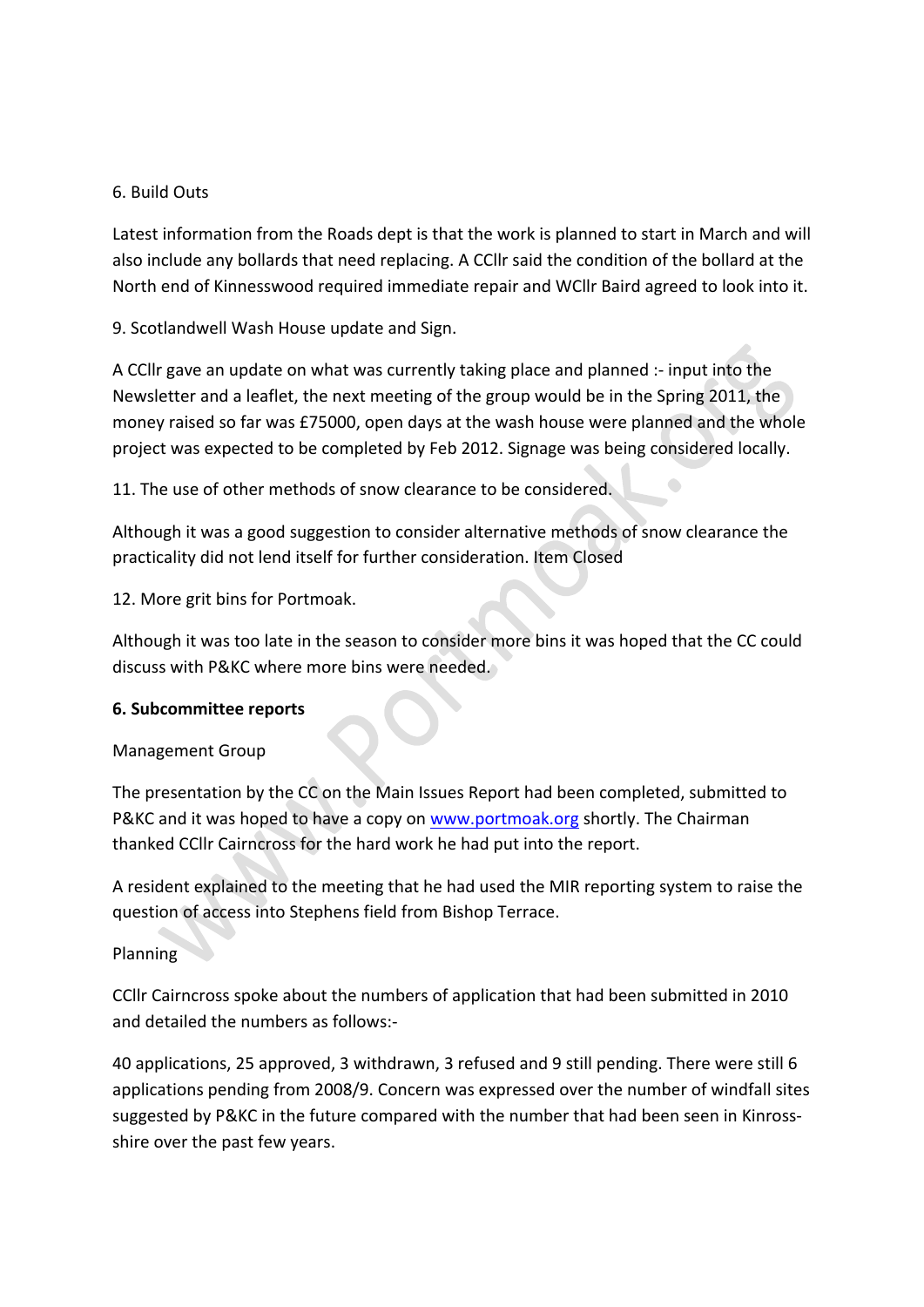6. Build Outs

Latest information from the Roads dept is that the work is planned to start in March and will also include any bollards that need replacing. A CCllr said the condition of the bollard at the North end of Kinnesswood required immediate repair and WCllr Baird agreed to look into it.

9. Scotlandwell Wash House update and Sign.

A CCllr gave an update on what was currently taking place and planned :- input into the Newsletter and a leaflet, the next meeting of the group would be in the Spring 2011, the money raised so far was £75000, open days at the wash house were planned and the whole project was expected to be completed by Feb 2012. Signage was being considered locally.

11. The use of other methods of snow clearance to be considered.

Although it was a good suggestion to consider alternative methods of snow clearance the practicality did not lend itself for further consideration. Item Closed

12. More grit bins for Portmoak.

Although it was too late in the season to consider more bins it was hoped that the CC could discuss with P&KC where more bins were needed.

**6. Subcommittee reports**

Management Group

The presentation by the CC on the Main Issues Report had been completed, submitted to P&KC and it was hoped to have a copy on www.portmoak.org shortly. The Chairman thanked CCllr Cairncross for the hard work he had put into the report.

A resident explained to the meeting that he had used the MIR reporting system to raise the question of access into Stephens field from Bishop Terrace.

Planning

CCllr Cairncross spoke about the numbers of application that had been submitted in 2010 and detailed the numbers as follows:-

40 applications, 25 approved, 3 withdrawn, 3 refused and 9 still pending. There were still 6 applications pending from 2008/9. Concern was expressed over the number of windfall sites suggested by P&KC in the future compared with the number that had been seen in Kinross-shire over the past few years.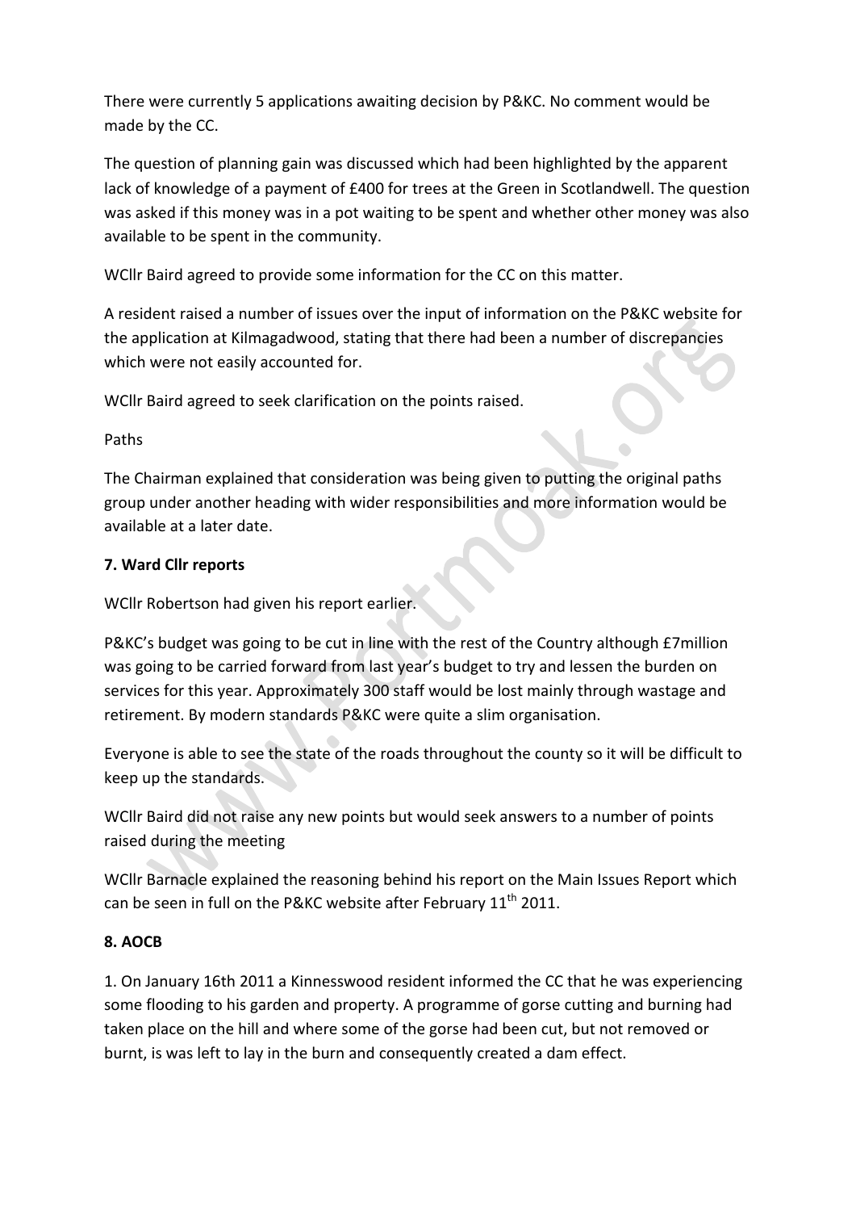There were currently 5 applications awaiting decision by P&KC. No comment would be made by the CC.

The question of planning gain was discussed which had been highlighted by the apparent lack of knowledge of a payment of £400 for trees at the Green in Scotlandwell. The question was asked if this money was in a pot waiting to be spent and whether other money was also available to be spent in the community.

WCllr Baird agreed to provide some information for the CC on this matter.

A resident raised a number of issues over the input of information on the P&KC website for the application at Kilmagadwood, stating that there had been a number of discrepancies which were not easily accounted for.

WCllr Baird agreed to seek clarification on the points raised.

Paths

The Chairman explained that consideration was being given to putting the original paths group under another heading with wider responsibilities and more information would be available at a later date.

**7. Ward Cllr reports**

WCllr Robertson had given his report earlier.

P&KC's budget was going to be cut in line with the rest of the Country although £7million was going to be carried forward from last year's budget to try and lessen the burden on services for this year. Approximately 300 staff would be lost mainly through wastage and retirement. By modern standards P&KC were quite a slim organisation.

Everyone is able to see the state of the roads throughout the county so it will be difficult to keep up the standards.

WCllr Baird did not raise any new points but would seek answers to a number of points raised during the meeting

WCllr Barnacle explained the reasoning behind his report on the Main Issues Report which can be seen in full on the P&KC website after February 11th 2011.

**8. AOCB**

1. On January 16th 2011 a Kinnesswood resident informed the CC that he was experiencing some flooding to his garden and property. A programme of gorse cutting and burning had taken place on the hill and where some of the gorse had been cut, but not removed or burnt, is was left to lay in the burn and consequently created a dam effect.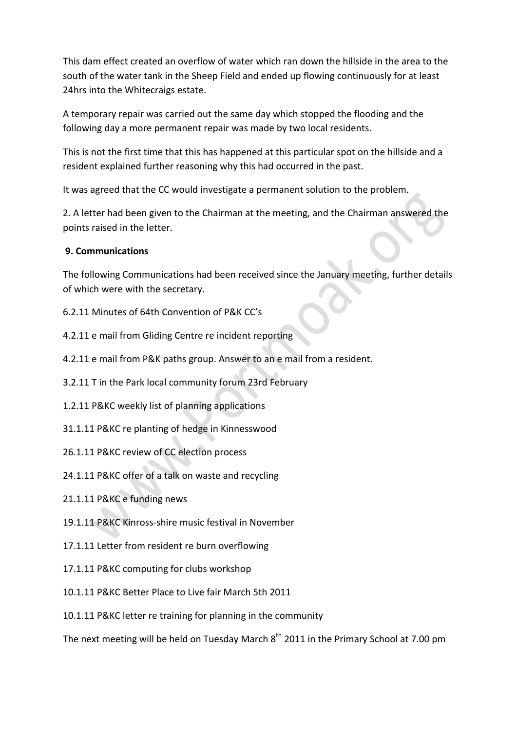This dam effect created an overflow of water which ran down the hillside in the area to the south of the water tank in the Sheep Field and ended up flowing continuously for at least 24hrs into the Whitecraigs estate.

A temporary repair was carried out the same day which stopped the flooding and the following day a more permanent repair was made by two local residents.

This is not the first time that this has happened at this particular spot on the hillside and a resident explained further reasoning why this had occurred in the past.

It was agreed that the CC would investigate a permanent solution to the problem.

2. A letter had been given to the Chairman at the meeting, and the Chairman answered the points raised in the letter.

**9. Communications**

The following Communications had been received since the January meeting, further details of which were with the secretary.

6.2.11 Minutes of 64th Convention of P&K CC's

4.2.11 e mail from Gliding Centre re incident reporting

4.2.11 e mail from P&K paths group. Answer to an e mail from a resident.

3.2.11 T in the Park local community forum 23rd February

1.2.11 P&KC weekly list of planning applications

31.1.11 P&KC re planting of hedge in Kinnesswood

26.1.11 P&KC review of CC election process

24.1.11 P&KC offer of a talk on waste and recycling

21.1.11 P&KC e funding news

19.1.11 P&KC Kinross-shire music festival in November

17.1.11 Letter from resident re burn overflowing

17.1.11 P&KC computing for clubs workshop

10.1.11 P&KC Better Place to Live fair March 5th 2011

10.1.11 P&KC letter re training for planning in the community

The next meeting will be held on Tuesday March 8th 2011 in the Primary School at 7.00 pm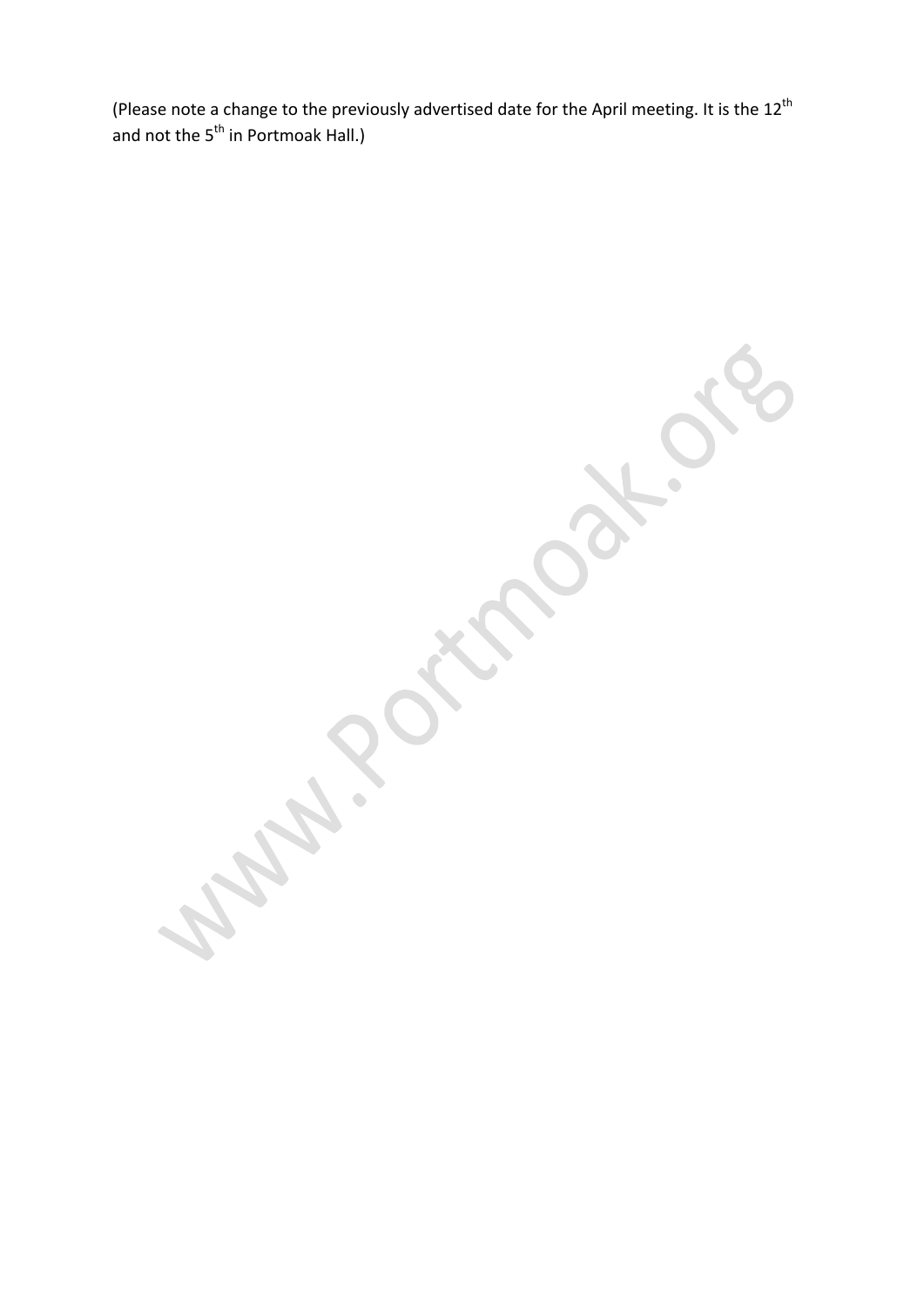(Please note a change to the previously advertised date for the April meeting. It is the 12th and not the 5th in Portmoak Hall.)